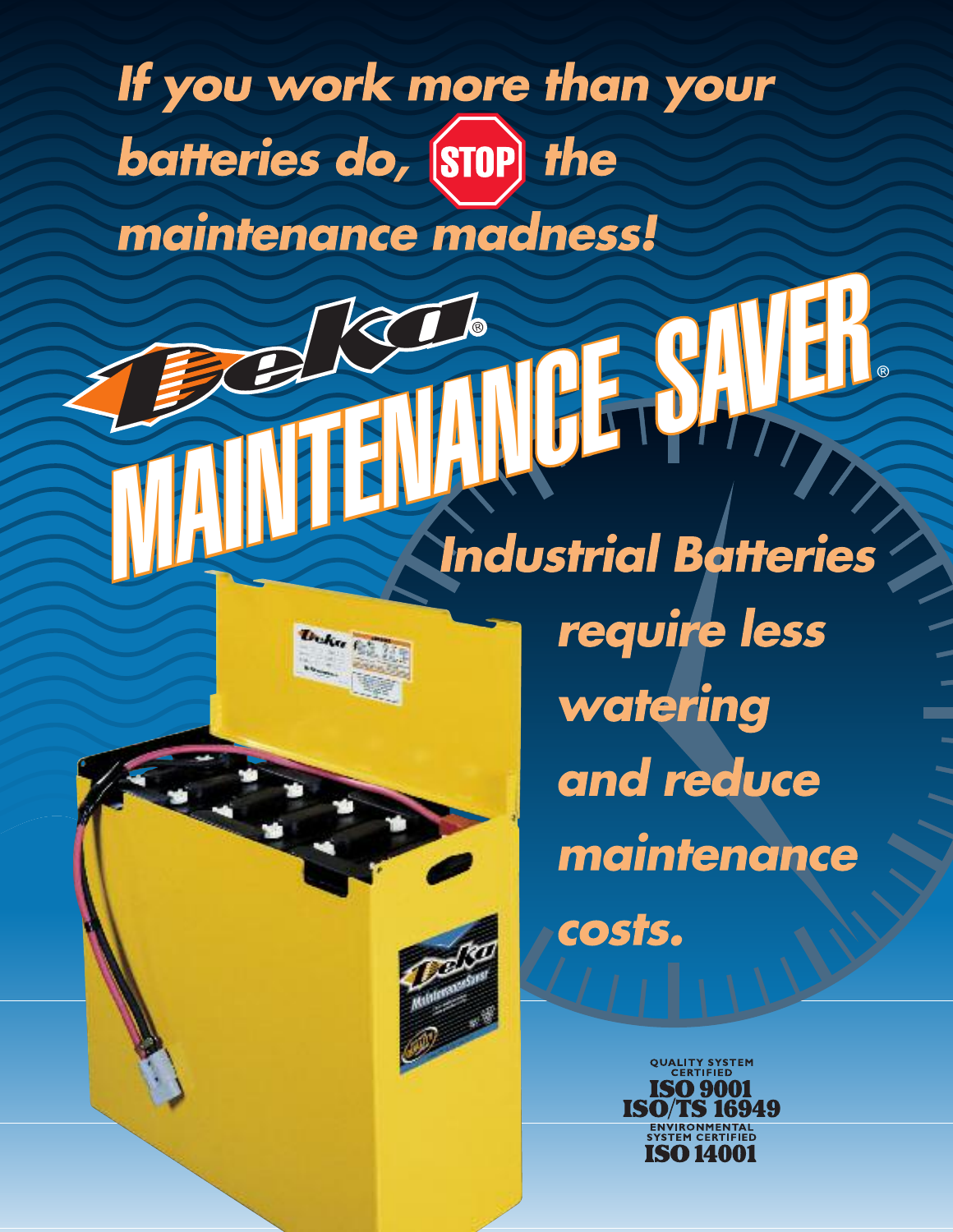# *If you work more than your batteries do, STOP the maintenance madness!*

# Deka® MAINTENANCE SAVER®

## *Industrial Batteries require less watering and reduce maintenance costs.*

QUALITY SYSTEM CERTIFIED
**ISO 9001**
**ISO/TS 16949**
ENVIRONMENTAL SYSTEM CERTIFIED
**ISO 14001**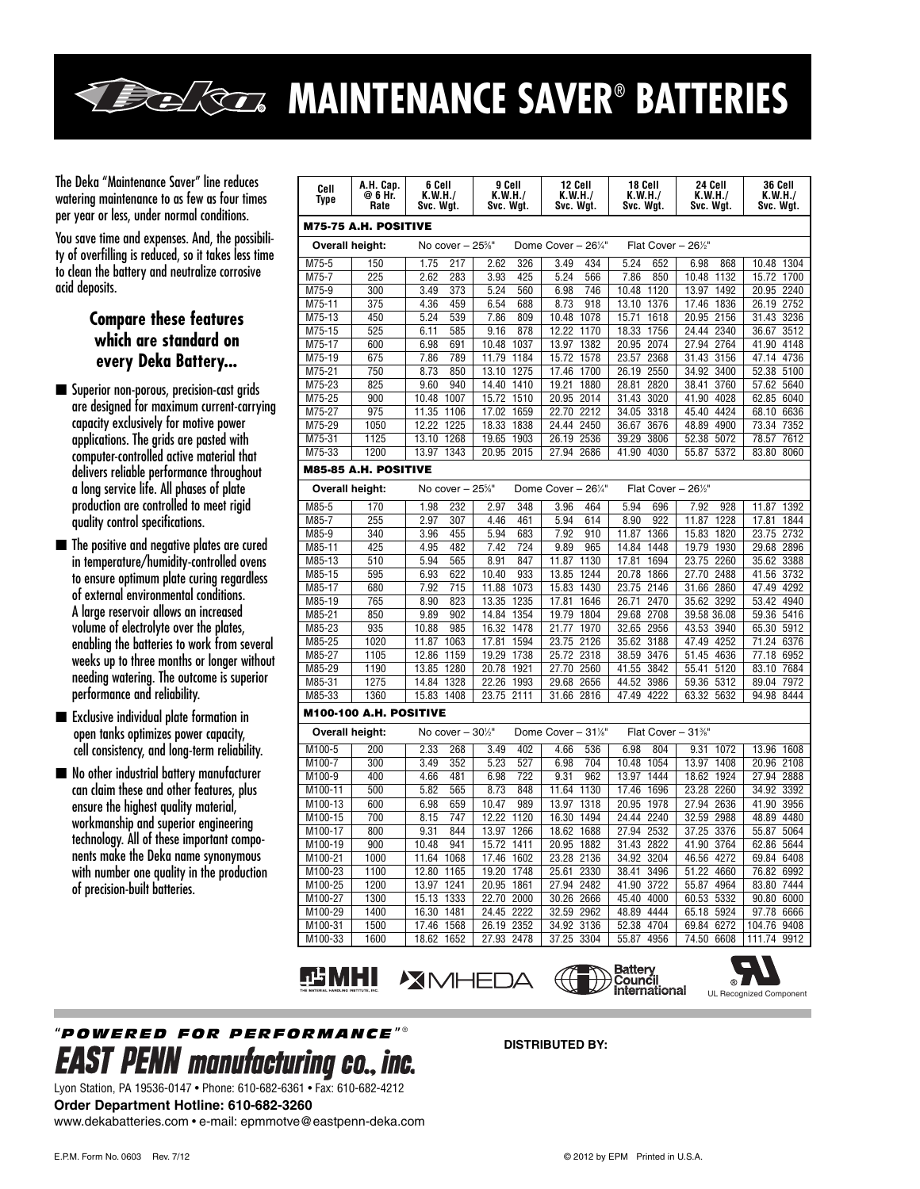# MAINTENANCE SAVER® BATTERIES

The Deka "Maintenance Saver" line reduces watering maintenance to as few as four times per year or less, under normal conditions.

You save time and expenses. And, the possibility of overfilling is reduced, so it takes less time to clean the battery and neutralize corrosive acid deposits.

### Compare these features which are standard on every Deka Battery...

- Superior non-porous, precision-cast grids are designed for maximum current-carrying capacity exclusively for motive power applications. The grids are pasted with computer-controlled active material that delivers reliable performance throughout a long service life. All phases of plate production are controlled to meet rigid quality control specifications.
- The positive and negative plates are cured in temperature/humidity-controlled ovens to ensure optimum plate curing regardless of external environmental conditions. A large reservoir allows an increased volume of electrolyte over the plates, enabling the batteries to work from several weeks up to three months or longer without needing watering. The outcome is superior performance and reliability.
- Exclusive individual plate formation in open tanks optimizes power capacity, cell consistency, and long-term reliability.
- No other industrial battery manufacturer can claim these and other features, plus ensure the highest quality material, workmanship and superior engineering technology. All of these important components make the Deka name synonymous with number one quality in the production of precision-built batteries.

| Cell Type | A.H. Cap. @ 6 Hr. Rate | 6 Cell K.W.H./ Svc. Wgt. | | 9 Cell K.W.H./ Svc. Wgt. | | 12 Cell K.W.H./ Svc. Wgt. | | 18 Cell K.W.H./ Svc. Wgt. | | 24 Cell K.W.H./ Svc. Wgt. | | 36 Cell K.W.H./ Svc. Wgt. | |
|---|---|---|---|---|---|---|---|---|---|---|---|---|---|
| **M75-75 A.H. POSITIVE** | | | | | | | | | | | | | |
| **Overall height:** | | No cover – 25⅝" | | | Dome Cover – 26¼" | | | Flat Cover – 26½" | | | | | |
| M75-5 | 150 | 1.75 | 217 | 2.62 | 326 | 3.49 | 434 | 5.24 | 652 | 6.98 | 868 | 10.48 | 1304 |
| M75-7 | 225 | 2.62 | 283 | 3.93 | 425 | 5.24 | 566 | 7.86 | 850 | 10.48 | 1132 | 15.72 | 1700 |
| M75-9 | 300 | 3.49 | 373 | 5.24 | 560 | 6.98 | 746 | 10.48 | 1120 | 13.97 | 1492 | 20.95 | 2240 |
| M75-11 | 375 | 4.36 | 459 | 6.54 | 688 | 8.73 | 918 | 13.10 | 1376 | 17.46 | 1836 | 26.19 | 2752 |
| M75-13 | 450 | 5.24 | 539 | 7.86 | 809 | 10.48 | 1078 | 15.71 | 1618 | 20.95 | 2156 | 31.43 | 3236 |
| M75-15 | 525 | 6.11 | 585 | 9.16 | 878 | 12.22 | 1170 | 18.33 | 1756 | 24.44 | 2340 | 36.67 | 3512 |
| M75-17 | 600 | 6.98 | 691 | 10.48 | 1037 | 13.97 | 1382 | 20.95 | 2074 | 27.94 | 2764 | 41.90 | 4148 |
| M75-19 | 675 | 7.86 | 789 | 11.79 | 1184 | 15.72 | 1578 | 23.57 | 2368 | 31.43 | 3156 | 47.14 | 4736 |
| M75-21 | 750 | 8.73 | 850 | 13.10 | 1275 | 17.46 | 1700 | 26.19 | 2550 | 34.92 | 3400 | 52.38 | 5100 |
| M75-23 | 825 | 9.60 | 940 | 14.40 | 1410 | 19.21 | 1880 | 28.81 | 2820 | 38.41 | 3760 | 57.62 | 5640 |
| M75-25 | 900 | 10.48 | 1007 | 15.72 | 1510 | 20.95 | 2014 | 31.43 | 3020 | 41.90 | 4028 | 62.85 | 6040 |
| M75-27 | 975 | 11.35 | 1106 | 17.02 | 1659 | 22.70 | 2212 | 34.05 | 3318 | 45.40 | 4424 | 68.10 | 6636 |
| M75-29 | 1050 | 12.22 | 1225 | 18.33 | 1838 | 24.44 | 2450 | 36.67 | 3676 | 48.89 | 4900 | 73.34 | 7352 |
| M75-31 | 1125 | 13.10 | 1268 | 19.65 | 1903 | 26.19 | 2536 | 39.29 | 3806 | 52.38 | 5072 | 78.57 | 7612 |
| M75-33 | 1200 | 13.97 | 1343 | 20.95 | 2015 | 27.94 | 2686 | 41.90 | 4030 | 55.87 | 5372 | 83.80 | 8060 |
| **M85-85 A.H. POSITIVE** | | | | | | | | | | | | | |
| **Overall height:** | | No cover – 25⅝" | | | Dome Cover – 26¼" | | | Flat Cover – 26½" | | | | | |
| M85-5 | 170 | 1.98 | 232 | 2.97 | 348 | 3.96 | 464 | 5.94 | 696 | 7.92 | 928 | 11.87 | 1392 |
| M85-7 | 255 | 2.97 | 307 | 4.46 | 461 | 5.94 | 614 | 8.90 | 922 | 11.87 | 1228 | 17.81 | 1844 |
| M85-9 | 340 | 3.96 | 455 | 5.94 | 683 | 7.92 | 910 | 11.87 | 1366 | 15.83 | 1820 | 23.75 | 2732 |
| M85-11 | 425 | 4.95 | 482 | 7.42 | 724 | 9.89 | 965 | 14.84 | 1448 | 19.79 | 1930 | 29.68 | 2896 |
| M85-13 | 510 | 5.94 | 565 | 8.91 | 847 | 11.87 | 1130 | 17.81 | 1694 | 23.75 | 2260 | 35.62 | 3388 |
| M85-15 | 595 | 6.93 | 622 | 10.40 | 933 | 13.85 | 1244 | 20.78 | 1866 | 27.70 | 2488 | 41.56 | 3732 |
| M85-17 | 680 | 7.92 | 715 | 11.88 | 1073 | 15.83 | 1430 | 23.75 | 2146 | 31.66 | 2860 | 47.49 | 4292 |
| M85-19 | 765 | 8.90 | 823 | 13.35 | 1235 | 17.81 | 1646 | 26.71 | 2470 | 35.62 | 3292 | 53.42 | 4940 |
| M85-21 | 850 | 9.89 | 902 | 14.84 | 1354 | 19.79 | 1804 | 29.68 | 2708 | 39.58 | 36.08 | 59.36 | 5416 |
| M85-23 | 935 | 10.88 | 985 | 16.32 | 1478 | 21.77 | 1970 | 32.65 | 2956 | 43.53 | 3940 | 65.30 | 5912 |
| M85-25 | 1020 | 11.87 | 1063 | 17.81 | 1594 | 23.75 | 2126 | 35.62 | 3188 | 47.49 | 4252 | 71.24 | 6376 |
| M85-27 | 1105 | 12.86 | 1159 | 19.29 | 1738 | 25.72 | 2318 | 38.59 | 3476 | 51.45 | 4636 | 77.18 | 6952 |
| M85-29 | 1190 | 13.85 | 1280 | 20.78 | 1921 | 27.70 | 2560 | 41.55 | 3842 | 55.41 | 5120 | 83.10 | 7684 |
| M85-31 | 1275 | 14.84 | 1328 | 22.26 | 1993 | 29.68 | 2656 | 44.52 | 3986 | 59.36 | 5312 | 89.04 | 7972 |
| M85-33 | 1360 | 15.83 | 1408 | 23.75 | 2111 | 31.66 | 2816 | 47.49 | 4222 | 63.32 | 5632 | 94.98 | 8444 |
| **M100-100 A.H. POSITIVE** | | | | | | | | | | | | | |
| **Overall height:** | | No cover – 30½" | | | Dome Cover – 31⅛" | | | Flat Cover – 31⅜" | | | | | |
| M100-5 | 200 | 2.33 | 268 | 3.49 | 402 | 4.66 | 536 | 6.98 | 804 | 9.31 | 1072 | 13.96 | 1608 |
| M100-7 | 300 | 3.49 | 352 | 5.23 | 527 | 6.98 | 704 | 10.48 | 1054 | 13.97 | 1408 | 20.96 | 2108 |
| M100-9 | 400 | 4.66 | 481 | 6.98 | 722 | 9.31 | 962 | 13.97 | 1444 | 18.62 | 1924 | 27.94 | 2888 |
| M100-11 | 500 | 5.82 | 565 | 8.73 | 848 | 11.64 | 1130 | 17.46 | 1696 | 23.28 | 2260 | 34.92 | 3392 |
| M100-13 | 600 | 6.98 | 659 | 10.47 | 989 | 13.97 | 1318 | 20.95 | 1978 | 27.94 | 2636 | 41.90 | 3956 |
| M100-15 | 700 | 8.15 | 747 | 12.22 | 1120 | 16.30 | 1494 | 24.44 | 2240 | 32.59 | 2988 | 48.89 | 4480 |
| M100-17 | 800 | 9.31 | 844 | 13.97 | 1266 | 18.62 | 1688 | 27.94 | 2532 | 37.25 | 3376 | 55.87 | 5064 |
| M100-19 | 900 | 10.48 | 941 | 15.72 | 1411 | 20.95 | 1882 | 31.43 | 2822 | 41.90 | 3764 | 62.86 | 5644 |
| M100-21 | 1000 | 11.64 | 1068 | 17.46 | 1602 | 23.28 | 2136 | 34.92 | 3204 | 46.56 | 4272 | 69.84 | 6408 |
| M100-23 | 1100 | 12.80 | 1165 | 19.20 | 1748 | 25.61 | 2330 | 38.41 | 3496 | 51.22 | 4660 | 76.82 | 6992 |
| M100-25 | 1200 | 13.97 | 1241 | 20.95 | 1861 | 27.94 | 2482 | 41.90 | 3722 | 55.87 | 4964 | 83.80 | 7444 |
| M100-27 | 1300 | 15.13 | 1333 | 22.70 | 2000 | 30.26 | 2666 | 45.40 | 4000 | 60.53 | 5332 | 90.80 | 6000 |
| M100-29 | 1400 | 16.30 | 1481 | 24.45 | 2222 | 32.59 | 2962 | 48.89 | 4444 | 65.18 | 5924 | 97.78 | 6666 |
| M100-31 | 1500 | 17.46 | 1568 | 26.19 | 2352 | 34.92 | 3136 | 52.38 | 4704 | 69.84 | 6272 | 104.76 | 9408 |
| M100-33 | 1600 | 18.62 | 1652 | 27.93 | 2478 | 37.25 | 3304 | 55.87 | 4956 | 74.50 | 6608 | 111.74 | 9912 |

MHI THE MATERIAL HANDLING INSTITUTE, INC.   MHEDA   Battery Council International   UL Recognized Component

*"POWERED FOR PERFORMANCE"®*

**EAST PENN manufacturing co., inc.**

Lyon Station, PA 19536-0147 • Phone: 610-682-6361 • Fax: 610-682-4212

**Order Department Hotline: 610-682-3260**

www.dekabatteries.com • e-mail: epmmotve@eastpenn-deka.com

**DISTRIBUTED BY:**

E.P.M. Form No. 0603 Rev. 7/12

© 2012 by EPM Printed in U.S.A.